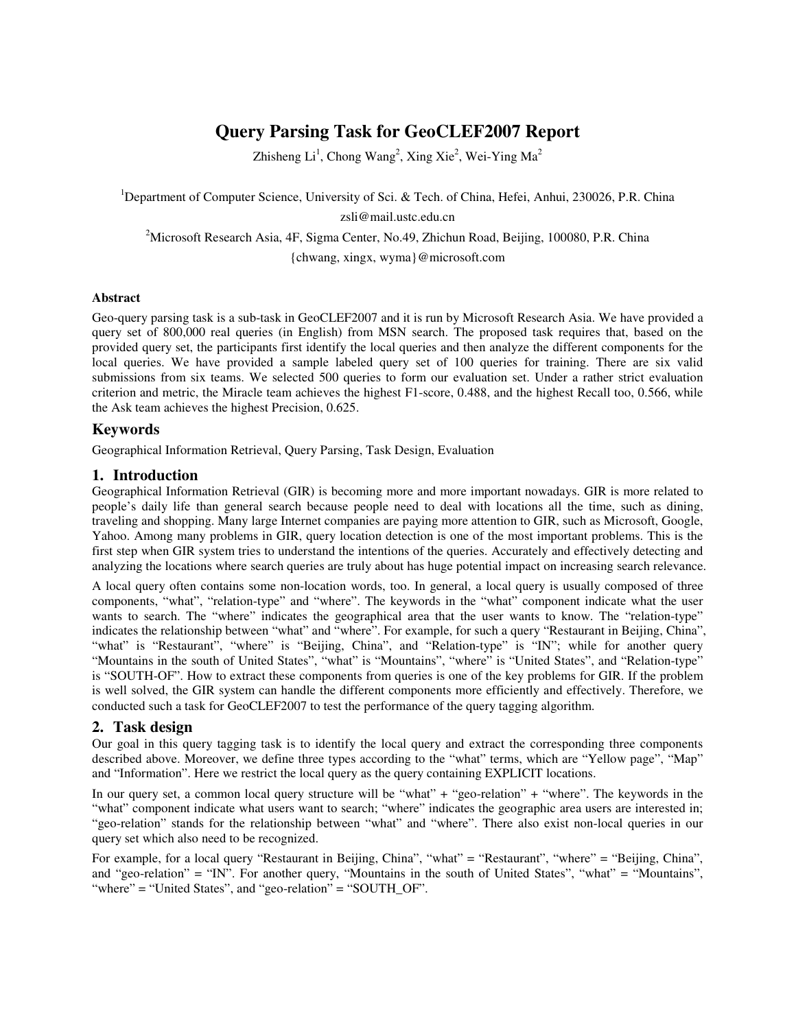# Query Parsing Task for GeoCLEF2007 Report

Zhisheng Li[1], Chong Wang[2], Xing Xie[2], Wei-Ying Ma[2]

[1]Department of Computer Science, University of Sci. & Tech. of China, Hefei, Anhui, 230026, P.R. China

zsli@mail.ustc.edu.cn

[2]Microsoft Research Asia, 4F, Sigma Center, No.49, Zhichun Road, Beijing, 100080, P.R. China

{chwang, xingx, wyma}@microsoft.com

**Abstract**

Geo-query parsing task is a sub-task in GeoCLEF2007 and it is run by Microsoft Research Asia. We have provided a query set of 800,000 real queries (in English) from MSN search. The proposed task requires that, based on the provided query set, the participants first identify the local queries and then analyze the different components for the local queries. We have provided a sample labeled query set of 100 queries for training. There are six valid submissions from six teams. We selected 500 queries to form our evaluation set. Under a rather strict evaluation criterion and metric, the Miracle team achieves the highest F1-score, 0.488, and the highest Recall too, 0.566, while the Ask team achieves the highest Precision, 0.625.

## Keywords

Geographical Information Retrieval, Query Parsing, Task Design, Evaluation

## 1. Introduction

Geographical Information Retrieval (GIR) is becoming more and more important nowadays. GIR is more related to people's daily life than general search because people need to deal with locations all the time, such as dining, traveling and shopping. Many large Internet companies are paying more attention to GIR, such as Microsoft, Google, Yahoo. Among many problems in GIR, query location detection is one of the most important problems. This is the first step when GIR system tries to understand the intentions of the queries. Accurately and effectively detecting and analyzing the locations where search queries are truly about has huge potential impact on increasing search relevance.

A local query often contains some non-location words, too. In general, a local query is usually composed of three components, "what", "relation-type" and "where". The keywords in the "what" component indicate what the user wants to search. The "where" indicates the geographical area that the user wants to know. The "relation-type" indicates the relationship between "what" and "where". For example, for such a query "Restaurant in Beijing, China", "what" is "Restaurant", "where" is "Beijing, China", and "Relation-type" is "IN"; while for another query "Mountains in the south of United States", "what" is "Mountains", "where" is "United States", and "Relation-type" is "SOUTH-OF". How to extract these components from queries is one of the key problems for GIR. If the problem is well solved, the GIR system can handle the different components more efficiently and effectively. Therefore, we conducted such a task for GeoCLEF2007 to test the performance of the query tagging algorithm.

## 2. Task design

Our goal in this query tagging task is to identify the local query and extract the corresponding three components described above. Moreover, we define three types according to the "what" terms, which are "Yellow page", "Map" and "Information". Here we restrict the local query as the query containing EXPLICIT locations.

In our query set, a common local query structure will be "what" + "geo-relation" + "where". The keywords in the "what" component indicate what users want to search; "where" indicates the geographic area users are interested in; "geo-relation" stands for the relationship between "what" and "where". There also exist non-local queries in our query set which also need to be recognized.

For example, for a local query "Restaurant in Beijing, China", "what" = "Restaurant", "where" = "Beijing, China", and "geo-relation" = "IN". For another query, "Mountains in the south of United States", "what" = "Mountains", "where" = "United States", and "geo-relation" = "SOUTH_OF".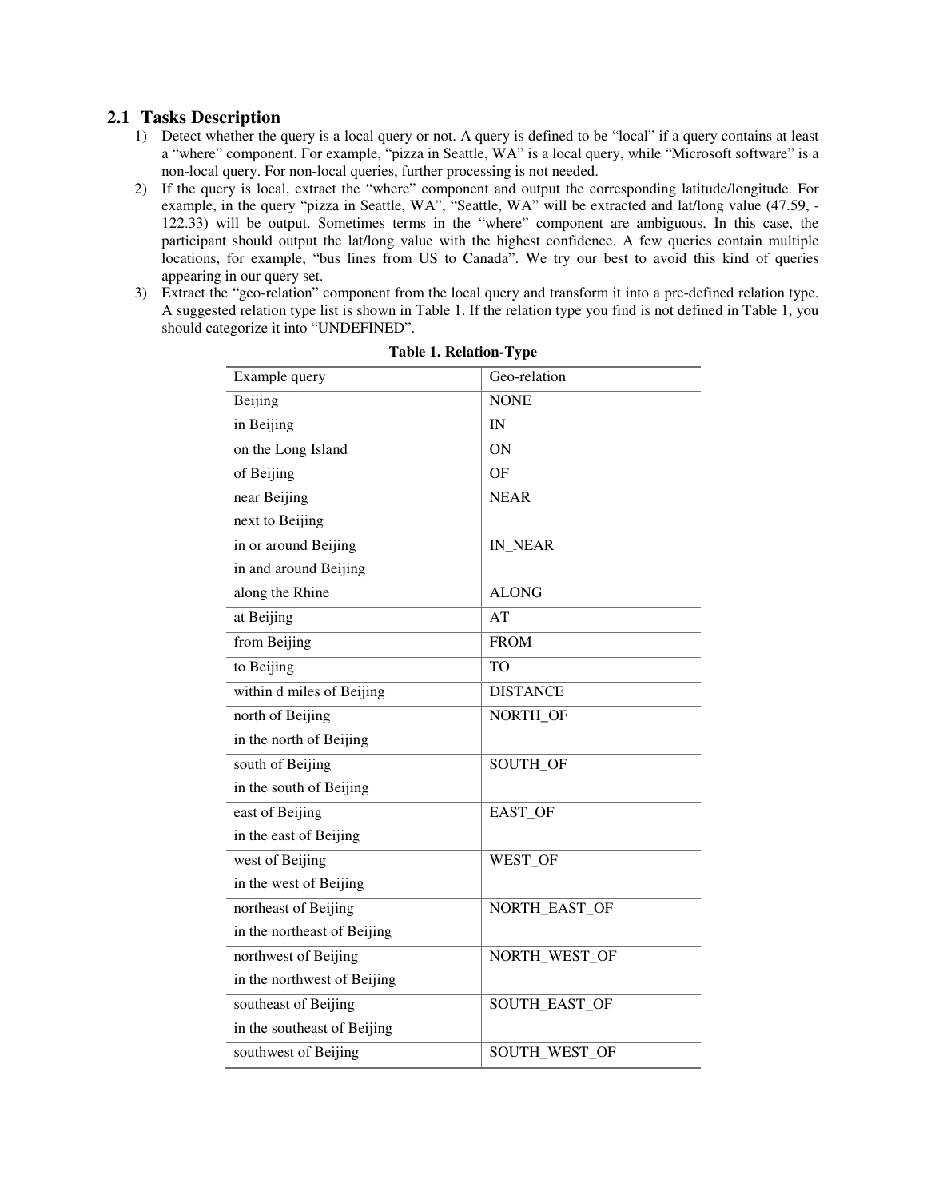## 2.1 Tasks Description

1) Detect whether the query is a local query or not. A query is defined to be "local" if a query contains at least a "where" component. For example, "pizza in Seattle, WA" is a local query, while "Microsoft software" is a non-local query. For non-local queries, further processing is not needed.
2) If the query is local, extract the "where" component and output the corresponding latitude/longitude. For example, in the query "pizza in Seattle, WA", "Seattle, WA" will be extracted and lat/long value (47.59, -122.33) will be output. Sometimes terms in the "where" component are ambiguous. In this case, the participant should output the lat/long value with the highest confidence. A few queries contain multiple locations, for example, "bus lines from US to Canada". We try our best to avoid this kind of queries appearing in our query set.
3) Extract the "geo-relation" component from the local query and transform it into a pre-defined relation type. A suggested relation type list is shown in Table 1. If the relation type you find is not defined in Table 1, you should categorize it into "UNDEFINED".

**Table 1. Relation-Type**

| Example query | Geo-relation |
|---|---|
| Beijing | NONE |
| in Beijing | IN |
| on the Long Island | ON |
| of Beijing | OF |
| near Beijing<br>next to Beijing | NEAR |
| in or around Beijing<br>in and around Beijing | IN_NEAR |
| along the Rhine | ALONG |
| at Beijing | AT |
| from Beijing | FROM |
| to Beijing | TO |
| within d miles of Beijing | DISTANCE |
| north of Beijing<br>in the north of Beijing | NORTH_OF |
| south of Beijing<br>in the south of Beijing | SOUTH_OF |
| east of Beijing<br>in the east of Beijing | EAST_OF |
| west of Beijing<br>in the west of Beijing | WEST_OF |
| northeast of Beijing<br>in the northeast of Beijing | NORTH_EAST_OF |
| northwest of Beijing<br>in the northwest of Beijing | NORTH_WEST_OF |
| southeast of Beijing<br>in the southeast of Beijing | SOUTH_EAST_OF |
| southwest of Beijing | SOUTH_WEST_OF |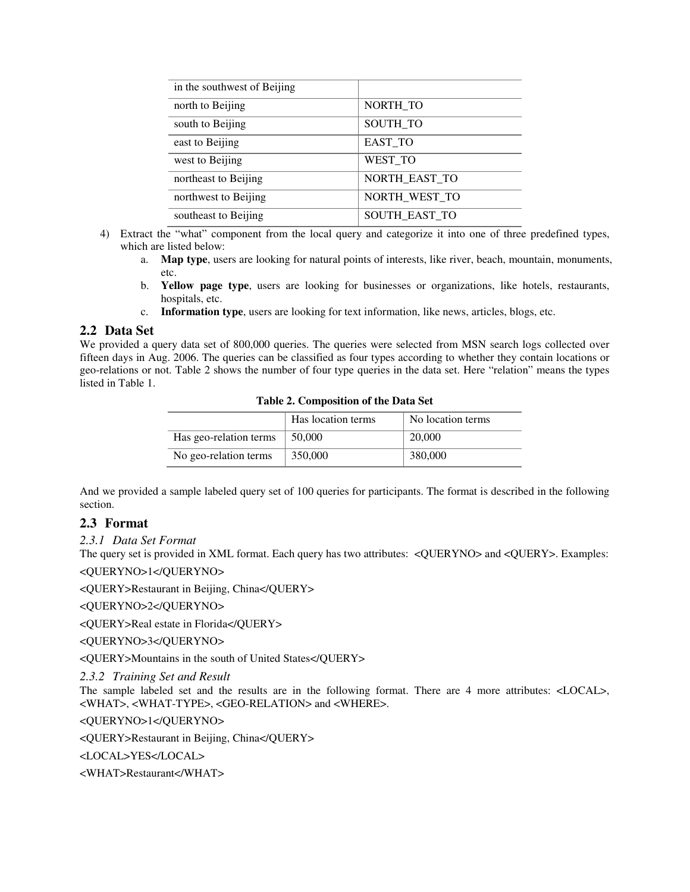| in the southwest of Beijing | |
| --- | --- |
| north to Beijing | NORTH_TO |
| south to Beijing | SOUTH_TO |
| east to Beijing | EAST_TO |
| west to Beijing | WEST_TO |
| northeast to Beijing | NORTH_EAST_TO |
| northwest to Beijing | NORTH_WEST_TO |
| southeast to Beijing | SOUTH_EAST_TO |

4) Extract the "what" component from the local query and categorize it into one of three predefined types, which are listed below:
   a. **Map type**, users are looking for natural points of interests, like river, beach, mountain, monuments, etc.
   b. **Yellow page type**, users are looking for businesses or organizations, like hotels, restaurants, hospitals, etc.
   c. **Information type**, users are looking for text information, like news, articles, blogs, etc.

## 2.2 Data Set

We provided a query data set of 800,000 queries. The queries were selected from MSN search logs collected over fifteen days in Aug. 2006. The queries can be classified as four types according to whether they contain locations or geo-relations or not. Table 2 shows the number of four type queries in the data set. Here "relation" means the types listed in Table 1.

**Table 2. Composition of the Data Set**

| | Has location terms | No location terms |
| --- | --- | --- |
| Has geo-relation terms | 50,000 | 20,000 |
| No geo-relation terms | 350,000 | 380,000 |

And we provided a sample labeled query set of 100 queries for participants. The format is described in the following section.

## 2.3 Format

### *2.3.1 Data Set Format*

The query set is provided in XML format. Each query has two attributes: <QUERYNO> and <QUERY>. Examples:

<QUERYNO>1</QUERYNO>

<QUERY>Restaurant in Beijing, China</QUERY>

<QUERYNO>2</QUERYNO>

<QUERY>Real estate in Florida</QUERY>

<QUERYNO>3</QUERYNO>

<QUERY>Mountains in the south of United States</QUERY>

### *2.3.2 Training Set and Result*

The sample labeled set and the results are in the following format. There are 4 more attributes: <LOCAL>, <WHAT>, <WHAT-TYPE>, <GEO-RELATION> and <WHERE>.

<QUERYNO>1</QUERYNO>

<QUERY>Restaurant in Beijing, China</QUERY>

<LOCAL>YES</LOCAL>

<WHAT>Restaurant</WHAT>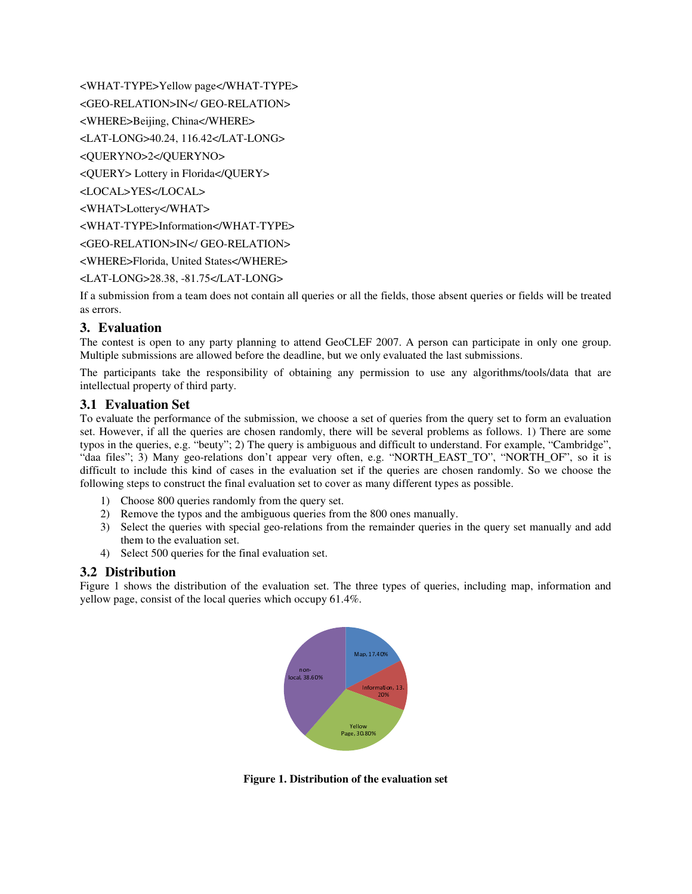```
<WHAT-TYPE>Yellow page</WHAT-TYPE>
<GEO-RELATION>IN</ GEO-RELATION>
<WHERE>Beijing, China</WHERE>
<LAT-LONG>40.24, 116.42</LAT-LONG>
<QUERYNO>2</QUERYNO>
<QUERY> Lottery in Florida</QUERY>
<LOCAL>YES</LOCAL>
<WHAT>Lottery</WHAT>
<WHAT-TYPE>Information</WHAT-TYPE>
<GEO-RELATION>IN</ GEO-RELATION>
<WHERE>Florida, United States</WHERE>
<LAT-LONG>28.38, -81.75</LAT-LONG>
```

If a submission from a team does not contain all queries or all the fields, those absent queries or fields will be treated as errors.

## 3. Evaluation

The contest is open to any party planning to attend GeoCLEF 2007. A person can participate in only one group. Multiple submissions are allowed before the deadline, but we only evaluated the last submissions.

The participants take the responsibility of obtaining any permission to use any algorithms/tools/data that are intellectual property of third party.

### 3.1 Evaluation Set

To evaluate the performance of the submission, we choose a set of queries from the query set to form an evaluation set. However, if all the queries are chosen randomly, there will be several problems as follows. 1) There are some typos in the queries, e.g. "beuty"; 2) The query is ambiguous and difficult to understand. For example, "Cambridge", "daa files"; 3) Many geo-relations don't appear very often, e.g. "NORTH_EAST_TO", "NORTH_OF", so it is difficult to include this kind of cases in the evaluation set if the queries are chosen randomly. So we choose the following steps to construct the final evaluation set to cover as many different types as possible.

1) Choose 800 queries randomly from the query set.
2) Remove the typos and the ambiguous queries from the 800 ones manually.
3) Select the queries with special geo-relations from the remainder queries in the query set manually and add them to the evaluation set.
4) Select 500 queries for the final evaluation set.

### 3.2 Distribution

Figure 1 shows the distribution of the evaluation set. The three types of queries, including map, information and yellow page, consist of the local queries which occupy 61.4%.

Map, 17.40%; Information, 13.20%; Yellow Page, 30.80%; non-local, 38.60%

**Figure 1. Distribution of the evaluation set**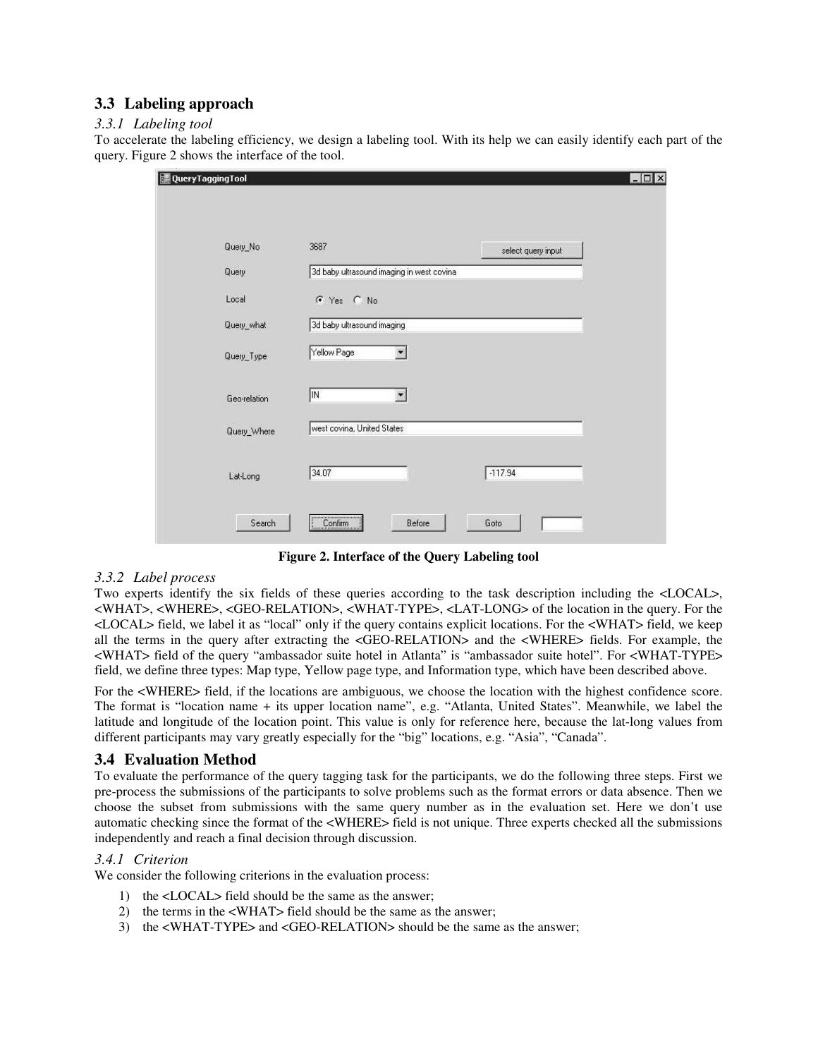## 3.3 Labeling approach

### *3.3.1 Labeling tool*

To accelerate the labeling efficiency, we design a labeling tool. With its help we can easily identify each part of the query. Figure 2 shows the interface of the tool.

**Figure 2. Interface of the Query Labeling tool**

### *3.3.2 Label process*

Two experts identify the six fields of these queries according to the task description including the <LOCAL>, <WHAT>, <WHERE>, <GEO-RELATION>, <WHAT-TYPE>, <LAT-LONG> of the location in the query. For the <LOCAL> field, we label it as "local" only if the query contains explicit locations. For the <WHAT> field, we keep all the terms in the query after extracting the <GEO-RELATION> and the <WHERE> fields. For example, the <WHAT> field of the query "ambassador suite hotel in Atlanta" is "ambassador suite hotel". For <WHAT-TYPE> field, we define three types: Map type, Yellow page type, and Information type, which have been described above.

For the <WHERE> field, if the locations are ambiguous, we choose the location with the highest confidence score. The format is "location name + its upper location name", e.g. "Atlanta, United States". Meanwhile, we label the latitude and longitude of the location point. This value is only for reference here, because the lat-long values from different participants may vary greatly especially for the "big" locations, e.g. "Asia", "Canada".

## 3.4 Evaluation Method

To evaluate the performance of the query tagging task for the participants, we do the following three steps. First we pre-process the submissions of the participants to solve problems such as the format errors or data absence. Then we choose the subset from submissions with the same query number as in the evaluation set. Here we don't use automatic checking since the format of the <WHERE> field is not unique. Three experts checked all the submissions independently and reach a final decision through discussion.

### *3.4.1 Criterion*

We consider the following criterions in the evaluation process:

1) the <LOCAL> field should be the same as the answer;
2) the terms in the <WHAT> field should be the same as the answer;
3) the <WHAT-TYPE> and <GEO-RELATION> should be the same as the answer;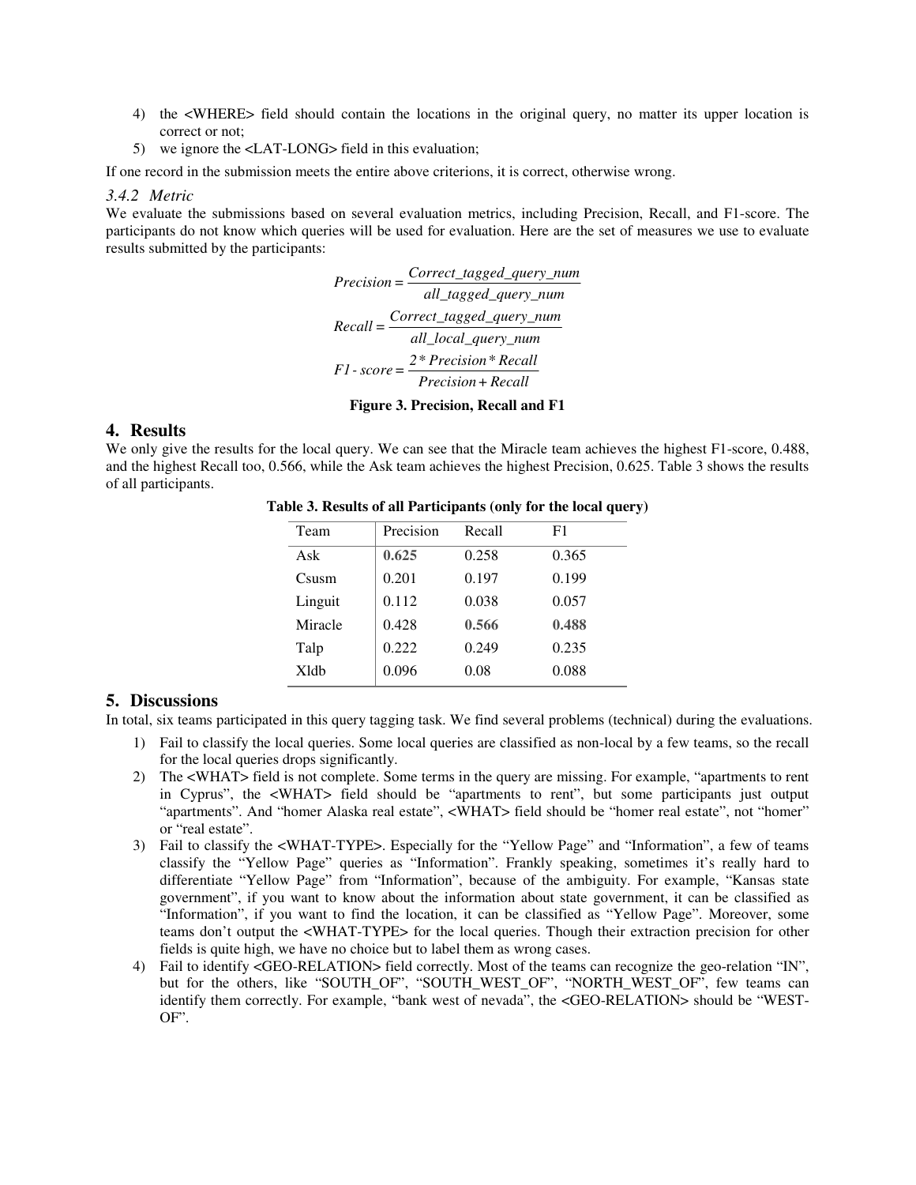4) the <WHERE> field should contain the locations in the original query, no matter its upper location is correct or not;
5) we ignore the <LAT-LONG> field in this evaluation;

If one record in the submission meets the entire above criterions, it is correct, otherwise wrong.

### *3.4.2 Metric*

We evaluate the submissions based on several evaluation metrics, including Precision, Recall, and F1-score. The participants do not know which queries will be used for evaluation. Here are the set of measures we use to evaluate results submitted by the participants:

$$Precision = \frac{Correct\_tagged\_query\_num}{all\_tagged\_query\_num}$$

$$Recall = \frac{Correct\_tagged\_query\_num}{all\_local\_query\_num}$$

$$F1\text{-}score = \frac{2 * Precision * Recall}{Precision + Recall}$$

**Figure 3. Precision, Recall and F1**

## 4. Results

We only give the results for the local query. We can see that the Miracle team achieves the highest F1-score, 0.488, and the highest Recall too, 0.566, while the Ask team achieves the highest Precision, 0.625. Table 3 shows the results of all participants.

**Table 3. Results of all Participants (only for the local query)**

| Team | Precision | Recall | F1 |
|---|---|---|---|
| Ask | **0.625** | 0.258 | 0.365 |
| Csusm | 0.201 | 0.197 | 0.199 |
| Linguit | 0.112 | 0.038 | 0.057 |
| Miracle | 0.428 | **0.566** | **0.488** |
| Talp | 0.222 | 0.249 | 0.235 |
| Xldb | 0.096 | 0.08 | 0.088 |

## 5. Discussions

In total, six teams participated in this query tagging task. We find several problems (technical) during the evaluations.

1) Fail to classify the local queries. Some local queries are classified as non-local by a few teams, so the recall for the local queries drops significantly.
2) The <WHAT> field is not complete. Some terms in the query are missing. For example, "apartments to rent in Cyprus", the <WHAT> field should be "apartments to rent", but some participants just output "apartments". And "homer Alaska real estate", <WHAT> field should be "homer real estate", not "homer" or "real estate".
3) Fail to classify the <WHAT-TYPE>. Especially for the "Yellow Page" and "Information", a few of teams classify the "Yellow Page" queries as "Information". Frankly speaking, sometimes it's really hard to differentiate "Yellow Page" from "Information", because of the ambiguity. For example, "Kansas state government", if you want to know about the information about state government, it can be classified as "Information", if you want to find the location, it can be classified as "Yellow Page". Moreover, some teams don't output the <WHAT-TYPE> for the local queries. Though their extraction precision for other fields is quite high, we have no choice but to label them as wrong cases.
4) Fail to identify <GEO-RELATION> field correctly. Most of the teams can recognize the geo-relation "IN", but for the others, like "SOUTH_OF", "SOUTH_WEST_OF", "NORTH_WEST_OF", few teams can identify them correctly. For example, "bank west of nevada", the <GEO-RELATION> should be "WEST-OF".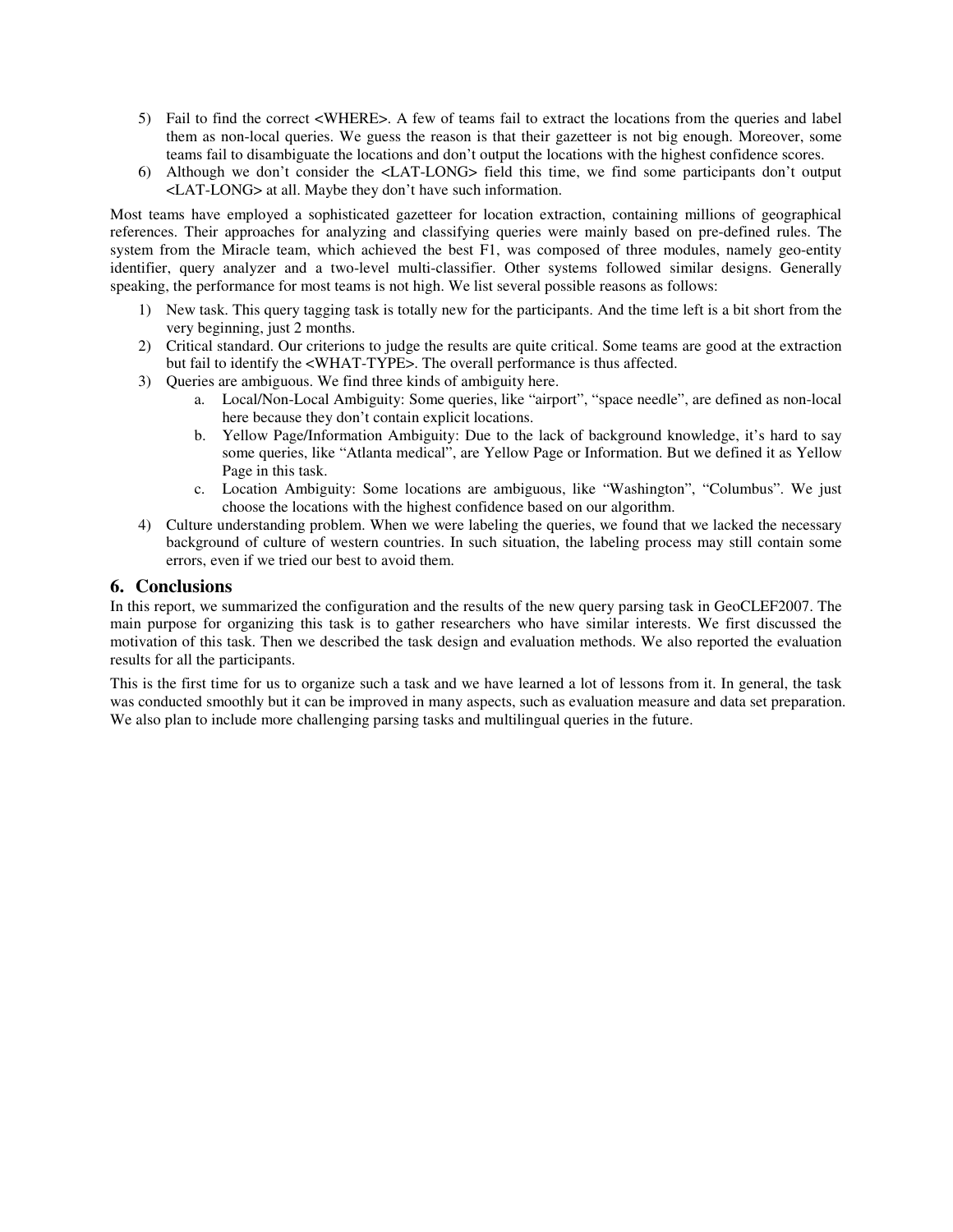5) Fail to find the correct <WHERE>. A few of teams fail to extract the locations from the queries and label them as non-local queries. We guess the reason is that their gazetteer is not big enough. Moreover, some teams fail to disambiguate the locations and don't output the locations with the highest confidence scores.
6) Although we don't consider the <LAT-LONG> field this time, we find some participants don't output <LAT-LONG> at all. Maybe they don't have such information.

Most teams have employed a sophisticated gazetteer for location extraction, containing millions of geographical references. Their approaches for analyzing and classifying queries were mainly based on pre-defined rules. The system from the Miracle team, which achieved the best F1, was composed of three modules, namely geo-entity identifier, query analyzer and a two-level multi-classifier. Other systems followed similar designs. Generally speaking, the performance for most teams is not high. We list several possible reasons as follows:

1) New task. This query tagging task is totally new for the participants. And the time left is a bit short from the very beginning, just 2 months.
2) Critical standard. Our criterions to judge the results are quite critical. Some teams are good at the extraction but fail to identify the <WHAT-TYPE>. The overall performance is thus affected.
3) Queries are ambiguous. We find three kinds of ambiguity here.
    a. Local/Non-Local Ambiguity: Some queries, like "airport", "space needle", are defined as non-local here because they don't contain explicit locations.
    b. Yellow Page/Information Ambiguity: Due to the lack of background knowledge, it's hard to say some queries, like "Atlanta medical", are Yellow Page or Information. But we defined it as Yellow Page in this task.
    c. Location Ambiguity: Some locations are ambiguous, like "Washington", "Columbus". We just choose the locations with the highest confidence based on our algorithm.
4) Culture understanding problem. When we were labeling the queries, we found that we lacked the necessary background of culture of western countries. In such situation, the labeling process may still contain some errors, even if we tried our best to avoid them.

## 6. Conclusions

In this report, we summarized the configuration and the results of the new query parsing task in GeoCLEF2007. The main purpose for organizing this task is to gather researchers who have similar interests. We first discussed the motivation of this task. Then we described the task design and evaluation methods. We also reported the evaluation results for all the participants.

This is the first time for us to organize such a task and we have learned a lot of lessons from it. In general, the task was conducted smoothly but it can be improved in many aspects, such as evaluation measure and data set preparation. We also plan to include more challenging parsing tasks and multilingual queries in the future.